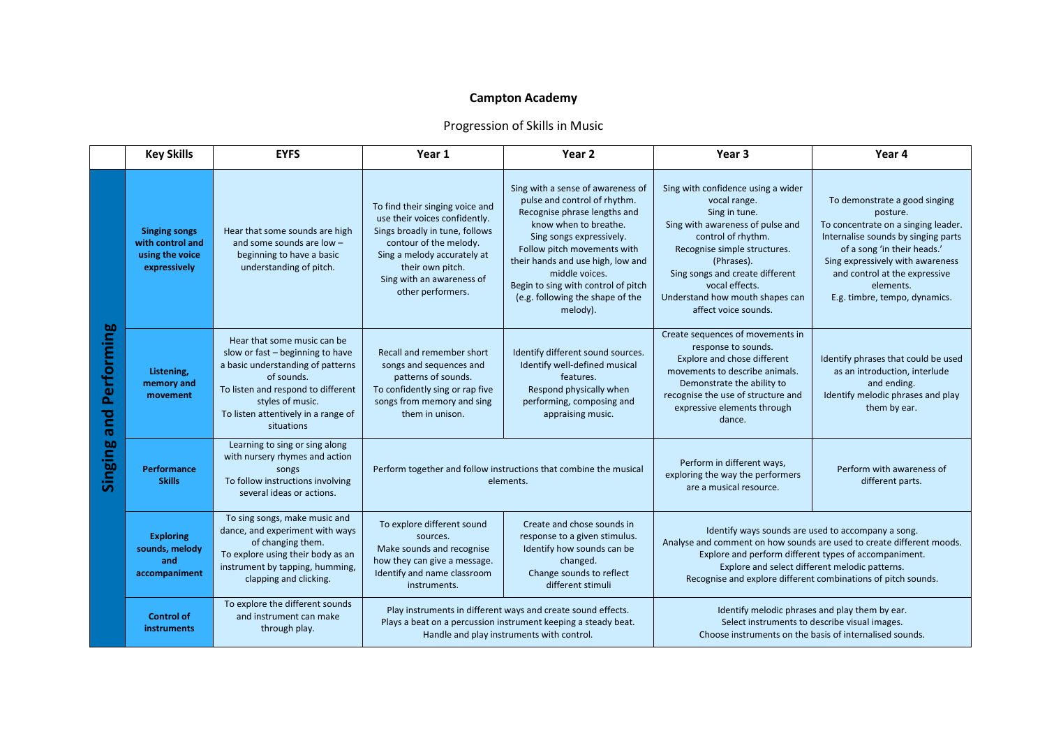# Campton Academy

## Progression of Skills in Music

| | Key Skills | EYFS | Year 1 | Year 2 | Year 3 | Year 4 |
|---|---|---|---|---|---|---|
| **Singing and Performing** | **Singing songs with control and using the voice expressively** | Hear that some sounds are high and some sounds are low – beginning to have a basic understanding of pitch. | To find their singing voice and use their voices confidently. Sings broadly in tune, follows contour of the melody. Sing a melody accurately at their own pitch. Sing with an awareness of other performers. | Sing with a sense of awareness of pulse and control of rhythm. Recognise phrase lengths and know when to breathe. Sing songs expressively. Follow pitch movements with their hands and use high, low and middle voices. Begin to sing with control of pitch (e.g. following the shape of the melody). | Sing with confidence using a wider vocal range. Sing in tune. Sing with awareness of pulse and control of rhythm. Recognise simple structures. (Phrases). Sing songs and create different vocal effects. Understand how mouth shapes can affect voice sounds. | To demonstrate a good singing posture. To concentrate on a singing leader. Internalise sounds by singing parts of a song 'in their heads.' Sing expressively with awareness and control at the expressive elements. E.g. timbre, tempo, dynamics. |
| | **Listening, memory and movement** | Hear that some music can be slow or fast – beginning to have a basic understanding of patterns of sounds. To listen and respond to different styles of music. To listen attentively in a range of situations | Recall and remember short songs and sequences and patterns of sounds. To confidently sing or rap five songs from memory and sing them in unison. | Identify different sound sources. Identify well-defined musical features. Respond physically when performing, composing and appraising music. | Create sequences of movements in response to sounds. Explore and chose different movements to describe animals. Demonstrate the ability to recognise the use of structure and expressive elements through dance. | Identify phrases that could be used as an introduction, interlude and ending. Identify melodic phrases and play them by ear. |
| | **Performance Skills** | Learning to sing or sing along with nursery rhymes and action songs To follow instructions involving several ideas or actions. | Perform together and follow instructions that combine the musical elements. | | Perform in different ways, exploring the way the performers are a musical resource. | Perform with awareness of different parts. |
| | **Exploring sounds, melody and accompaniment** | To sing songs, make music and dance, and experiment with ways of changing them. To explore using their body as an instrument by tapping, humming, clapping and clicking. | To explore different sound sources. Make sounds and recognise how they can give a message. Identify and name classroom instruments. | Create and chose sounds in response to a given stimulus. Identify how sounds can be changed. Change sounds to reflect different stimuli | Identify ways sounds are used to accompany a song. Analyse and comment on how sounds are used to create different moods. Explore and perform different types of accompaniment. Explore and select different melodic patterns. Recognise and explore different combinations of pitch sounds. | |
| | **Control of instruments** | To explore the different sounds and instrument can make through play. | Play instruments in different ways and create sound effects. Plays a beat on a percussion instrument keeping a steady beat. Handle and play instruments with control. | | Identify melodic phrases and play them by ear. Select instruments to describe visual images. Choose instruments on the basis of internalised sounds. | |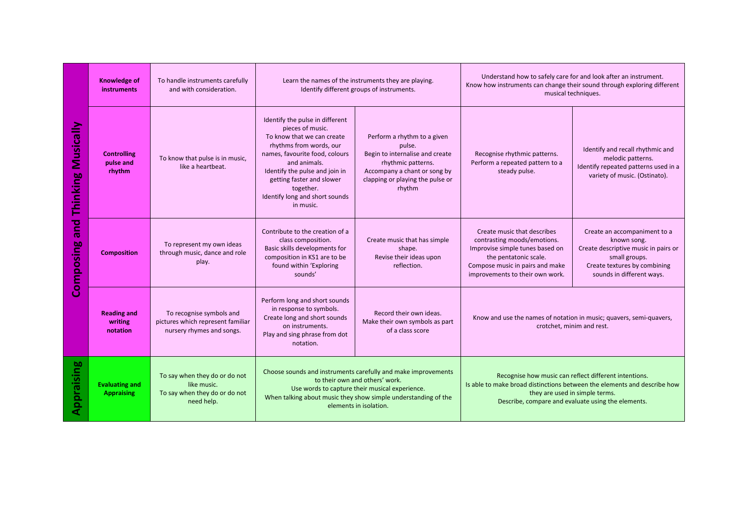| | | | | | | |
|---|---|---|---|---|---|---|
| Composing and Thinking Musically | **Knowledge of instruments** | To handle instruments carefully and with consideration. | Learn the names of the instruments they are playing. Identify different groups of instruments. | | Understand how to safely care for and look after an instrument. Know how instruments can change their sound through exploring different musical techniques. | |
| | **Controlling pulse and rhythm** | To know that pulse is in music, like a heartbeat. | Identify the pulse in different pieces of music. To know that we can create rhythms from words, our names, favourite food, colours and animals. Identify the pulse and join in getting faster and slower together. Identify long and short sounds in music. | Perform a rhythm to a given pulse. Begin to internalise and create rhythmic patterns. Accompany a chant or song by clapping or playing the pulse or rhythm | Recognise rhythmic patterns. Perform a repeated pattern to a steady pulse. | Identify and recall rhythmic and melodic patterns. Identify repeated patterns used in a variety of music. (Ostinato). |
| | **Composition** | To represent my own ideas through music, dance and role play. | Contribute to the creation of a class composition. Basic skills developments for composition in KS1 are to be found within 'Exploring sounds' | Create music that has simple shape. Revise their ideas upon reflection. | Create music that describes contrasting moods/emotions. Improvise simple tunes based on the pentatonic scale. Compose music in pairs and make improvements to their own work. | Create an accompaniment to a known song. Create descriptive music in pairs or small groups. Create textures by combining sounds in different ways. |
| | **Reading and writing notation** | To recognise symbols and pictures which represent familiar nursery rhymes and songs. | Perform long and short sounds in response to symbols. Create long and short sounds on instruments. Play and sing phrase from dot notation. | Record their own ideas. Make their own symbols as part of a class score | Know and use the names of notation in music; quavers, semi-quavers, crotchet, minim and rest. | |
| Appraising | **Evaluating and Appraising** | To say when they do or do not like music. To say when they do or do not need help. | Choose sounds and instruments carefully and make improvements to their own and others' work. Use words to capture their musical experience. When talking about music they show simple understanding of the elements in isolation. | | Recognise how music can reflect different intentions. Is able to make broad distinctions between the elements and describe how they are used in simple terms. Describe, compare and evaluate using the elements. | |